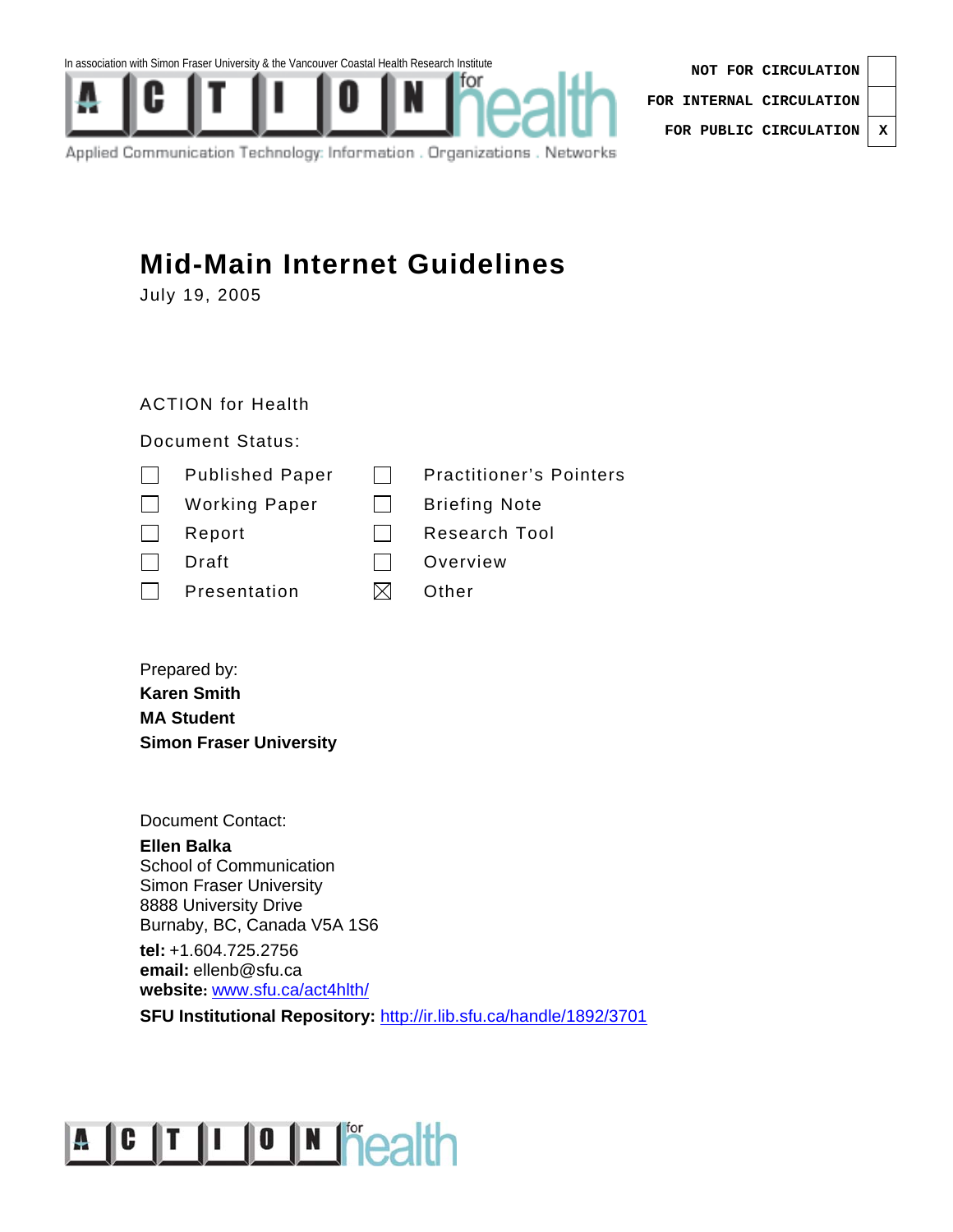In association with Simon Fraser University & the Vancouver Coastal Health Research Institute

ACTION for health

Applied Communication Technology: Information . Organizations . Networks

| | |
|---|---|
| NOT FOR CIRCULATION | |
| FOR INTERNAL CIRCULATION | |
| FOR PUBLIC CIRCULATION | X |

# Mid-Main Internet Guidelines

July 19, 2005

ACTION for Health

Document Status:

| | | | |
|---|---|---|---|
| ☐ | Published Paper | ☐ | Practitioner's Pointers |
| ☐ | Working Paper | ☐ | Briefing Note |
| ☐ | Report | ☐ | Research Tool |
| ☐ | Draft | ☐ | Overview |
| ☐ | Presentation | ☒ | Other |

Prepared by:

**Karen Smith**
**MA Student**
**Simon Fraser University**

Document Contact:

**Ellen Balka**
School of Communication
Simon Fraser University
8888 University Drive
Burnaby, BC, Canada V5A 1S6

**tel:** +1.604.725.2756
**email:** ellenb@sfu.ca
**website:** www.sfu.ca/act4hlth/
**SFU Institutional Repository:** http://ir.lib.sfu.ca/handle/1892/3701

ACTION for health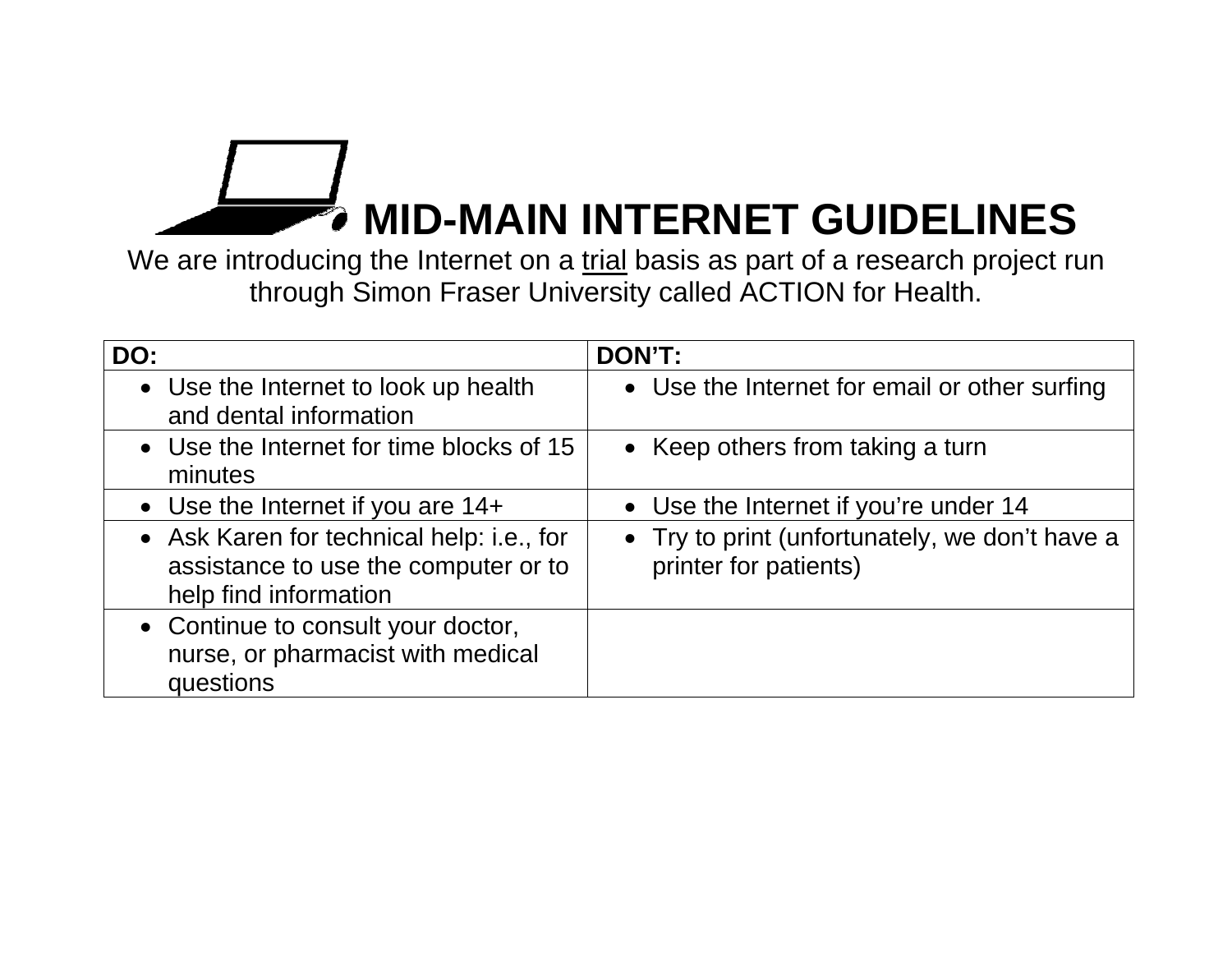# MID-MAIN INTERNET GUIDELINES

We are introducing the Internet on a trial basis as part of a research project run through Simon Fraser University called ACTION for Health.

| DO: | DON'T: |
| --- | --- |
| • Use the Internet to look up health and dental information | • Use the Internet for email or other surfing |
| • Use the Internet for time blocks of 15 minutes | • Keep others from taking a turn |
| • Use the Internet if you are 14+ | • Use the Internet if you're under 14 |
| • Ask Karen for technical help: i.e., for assistance to use the computer or to help find information | • Try to print (unfortunately, we don't have a printer for patients) |
| • Continue to consult your doctor, nurse, or pharmacist with medical questions | |